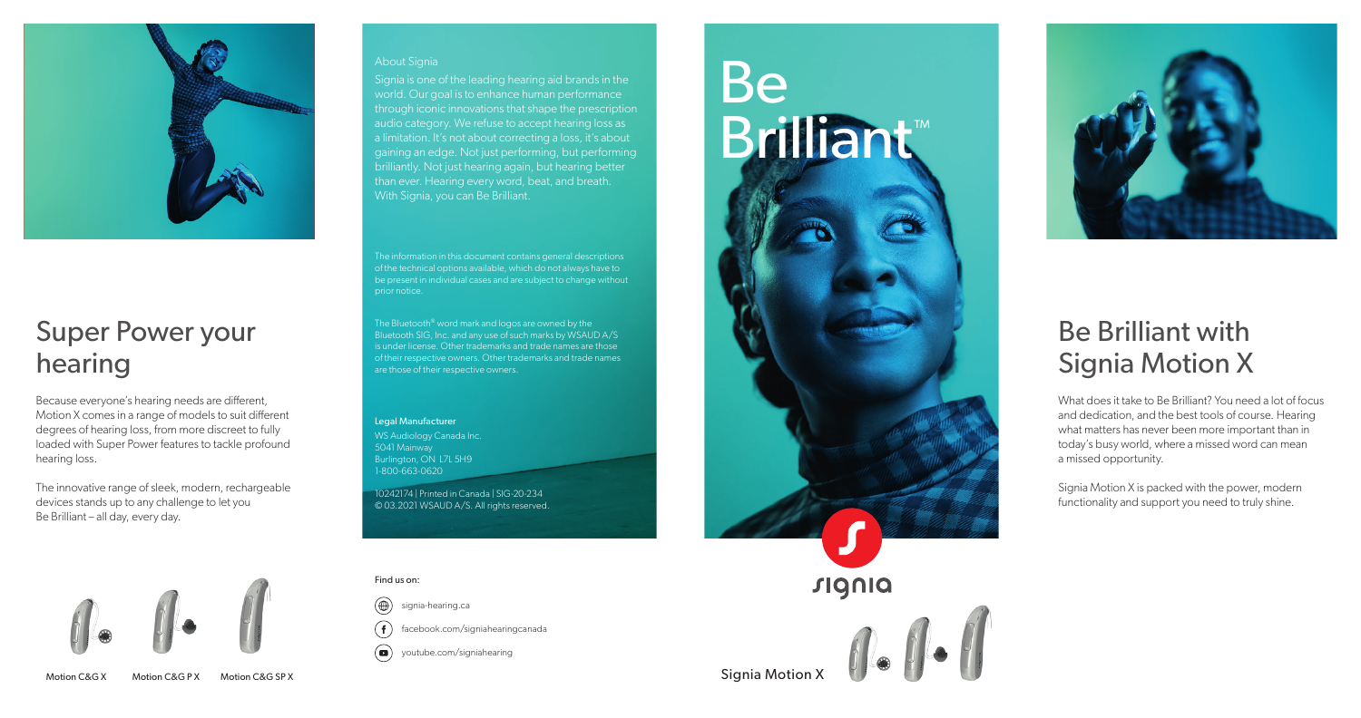# Super Power your hearing

Because everyone's hearing needs are different, Motion X comes in a range of models to suit different degrees of hearing loss, from more discreet to fully loaded with Super Power features to tackle profound hearing loss.

The innovative range of sleek, modern, rechargeable devices stands up to any challenge to let you Be Brilliant – all day, every day.

Motion C&G X    Motion C&G P X    Motion C&G SP X

About Signia

Signia is one of the leading hearing aid brands in the world. Our goal is to enhance human performance through iconic innovations that shape the prescription audio category. We refuse to accept hearing loss as a limitation. It's not about correcting a loss, it's about gaining an edge. Not just performing, but performing brilliantly. Not just hearing again, but hearing better than ever. Hearing every word, beat, and breath. With Signia, you can Be Brilliant.

The information in this document contains general descriptions of the technical options available, which do not always have to be present in individual cases and are subject to change without prior notice.

The Bluetooth® word mark and logos are owned by the Bluetooth SIG, Inc. and any use of such marks by WSAUD A/S is under license. Other trademarks and trade names are those of their respective owners. Other trademarks and trade names are those of their respective owners.

**Legal Manufacturer**

WS Audiology Canada Inc.
5041 Mainway
Burlington, ON L7L 5H9
1-800-663-0620

10242174 | Printed in Canada | SIG-20-234
© 03.2021 WSAUD A/S. All rights reserved.

Find us on:

- signia-hearing.ca
- facebook.com/signiahearingcanada
- youtube.com/signiahearing

# Be Brilliant™

signia

Signia Motion X

# Be Brilliant with Signia Motion X

What does it take to Be Brilliant? You need a lot of focus and dedication, and the best tools of course. Hearing what matters has never been more important than in today's busy world, where a missed word can mean a missed opportunity.

Signia Motion X is packed with the power, modern functionality and support you need to truly shine.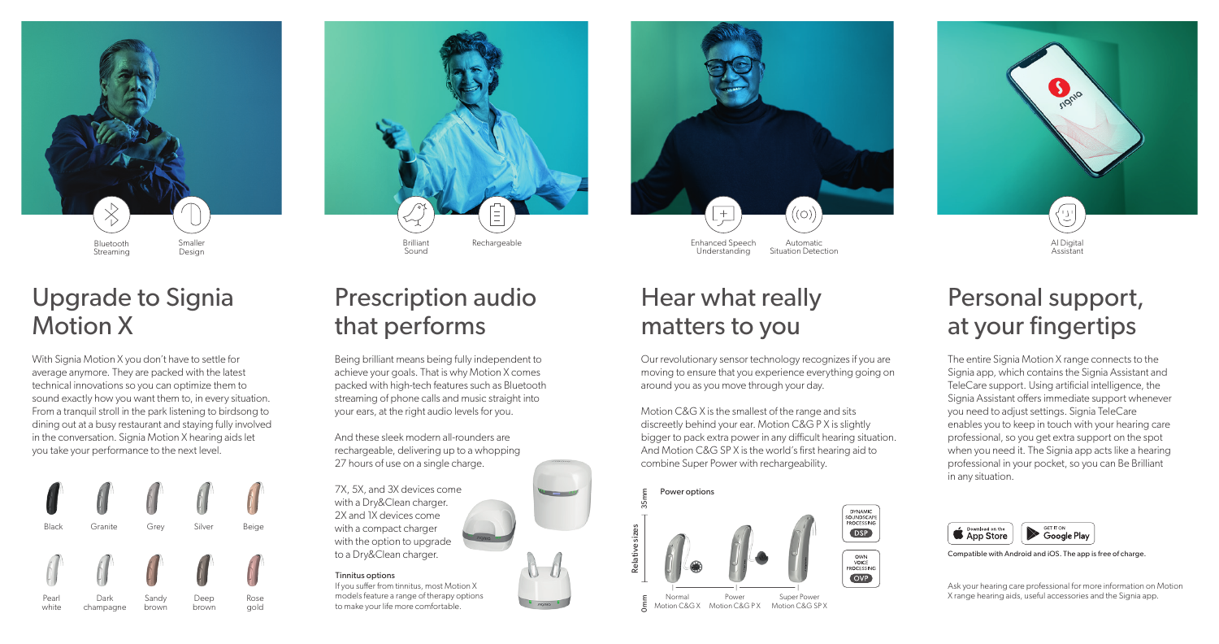Bluetooth Streaming

Smaller Design

# Upgrade to Signia Motion X

With Signia Motion X you don't have to settle for average anymore. They are packed with the latest technical innovations so you can optimize them to sound exactly how you want them to, in every situation. From a tranquil stroll in the park listening to birdsong to dining out at a busy restaurant and staying fully involved in the conversation. Signia Motion X hearing aids let you take your performance to the next level.

Black | Granite | Grey | Silver | Beige

Pearl white | Dark champagne | Sandy brown | Deep brown | Rose gold

Brilliant Sound

Rechargeable

# Prescription audio that performs

Being brilliant means being fully independent to achieve your goals. That is why Motion X comes packed with high-tech features such as Bluetooth streaming of phone calls and music straight into your ears, at the right audio levels for you.

And these sleek modern all-rounders are rechargeable, delivering up to a whopping 27 hours of use on a single charge.

7X, 5X, and 3X devices come with a Dry&Clean charger. 2X and 1X devices come with a compact charger with the option to upgrade to a Dry&Clean charger.

**Tinnitus options**

If you suffer from tinnitus, most Motion X models feature a range of therapy options to make your life more comfortable.

Enhanced Speech Understanding

Automatic Situation Detection

# Hear what really matters to you

Our revolutionary sensor technology recognizes if you are moving to ensure that you experience everything going on around you as you move through your day.

Motion C&G X is the smallest of the range and sits discreetly behind your ear. Motion C&G P X is slightly bigger to pack extra power in any difficult hearing situation. And Motion C&G SP X is the world's first hearing aid to combine Super Power with rechargeability.

Power options

Relative sizes

35mm

0mm

Normal
Motion C&G X

Power
Motion C&G P X

Super Power
Motion C&G SP X

DYNAMIC SOUNDSCAPE PROCESSING
DSP

OWN VOICE PROCESSING
OVP

AI Digital Assistant

# Personal support, at your fingertips

The entire Signia Motion X range connects to the Signia app, which contains the Signia Assistant and TeleCare support. Using artificial intelligence, the Signia Assistant offers immediate support whenever you need to adjust settings. Signia TeleCare enables you to keep in touch with your hearing care professional, so you get extra support on the spot when you need it. The Signia app acts like a hearing professional in your pocket, so you can Be Brilliant in any situation.

Download on the App Store

GET IT ON Google Play

Compatible with Android and iOS. The app is free of charge.

Ask your hearing care professional for more information on Motion X range hearing aids, useful accessories and the Signia app.